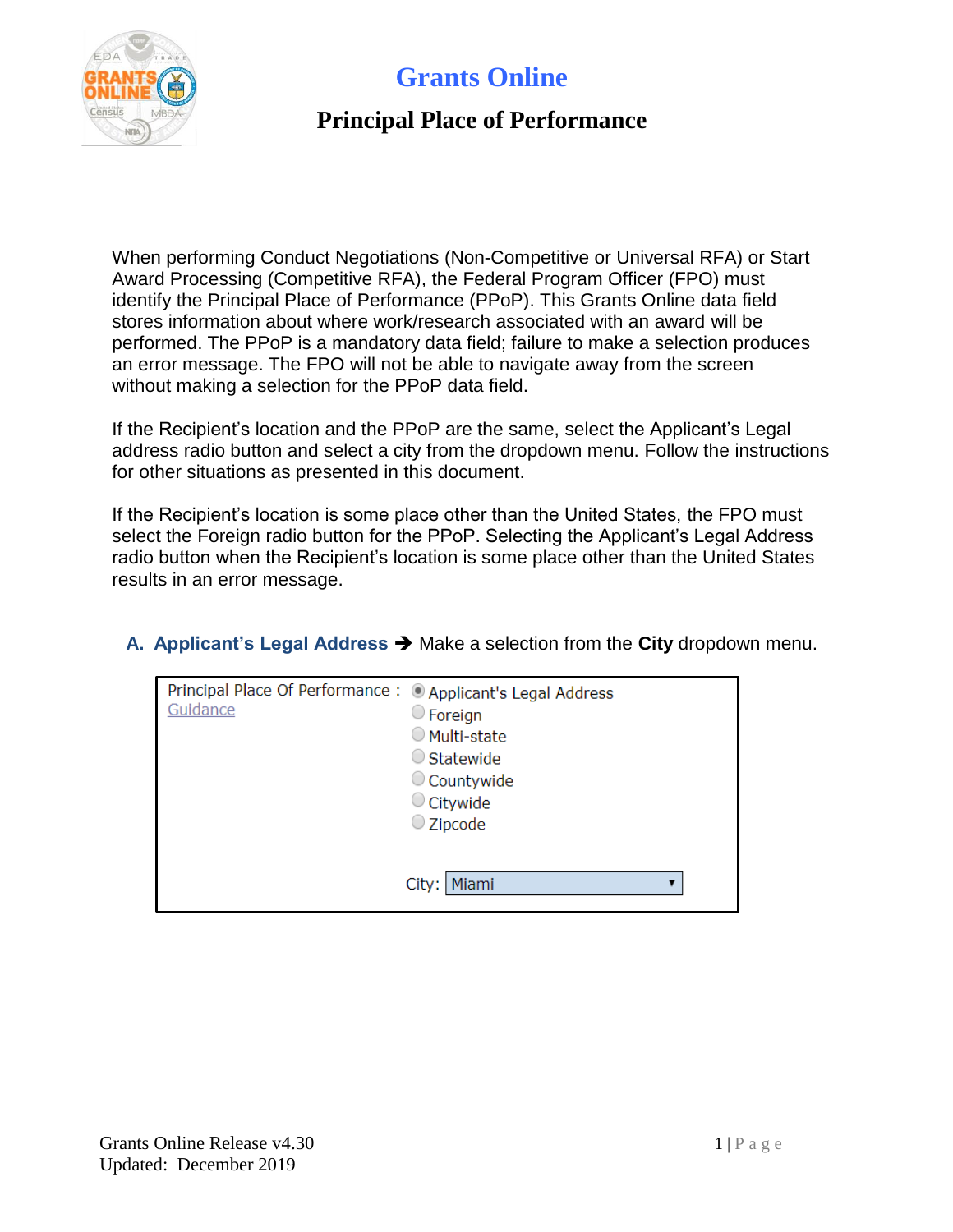# Grants Online

## Principal Place of Performance

When performing Conduct Negotiations (Non-Competitive or Universal RFA) or Start Award Processing (Competitive RFA), the Federal Program Officer (FPO) must identify the Principal Place of Performance (PPoP). This Grants Online data field stores information about where work/research associated with an award will be performed. The PPoP is a mandatory data field; failure to make a selection produces an error message. The FPO will not be able to navigate away from the screen without making a selection for the PPoP data field.

If the Recipient's location and the PPoP are the same, select the Applicant's Legal address radio button and select a city from the dropdown menu. Follow the instructions for other situations as presented in this document.

If the Recipient's location is some place other than the United States, the FPO must select the Foreign radio button for the PPoP. Selecting the Applicant's Legal Address radio button when the Recipient's location is some place other than the United States results in an error message.

### A. Applicant's Legal Address ➔ Make a selection from the **City** dropdown menu.

Principal Place Of Performance :
Guidance

- (•) Applicant's Legal Address
- ( ) Foreign
- ( ) Multi-state
- ( ) Statewide
- ( ) Countywide
- ( ) Citywide
- ( ) Zipcode

City: Miami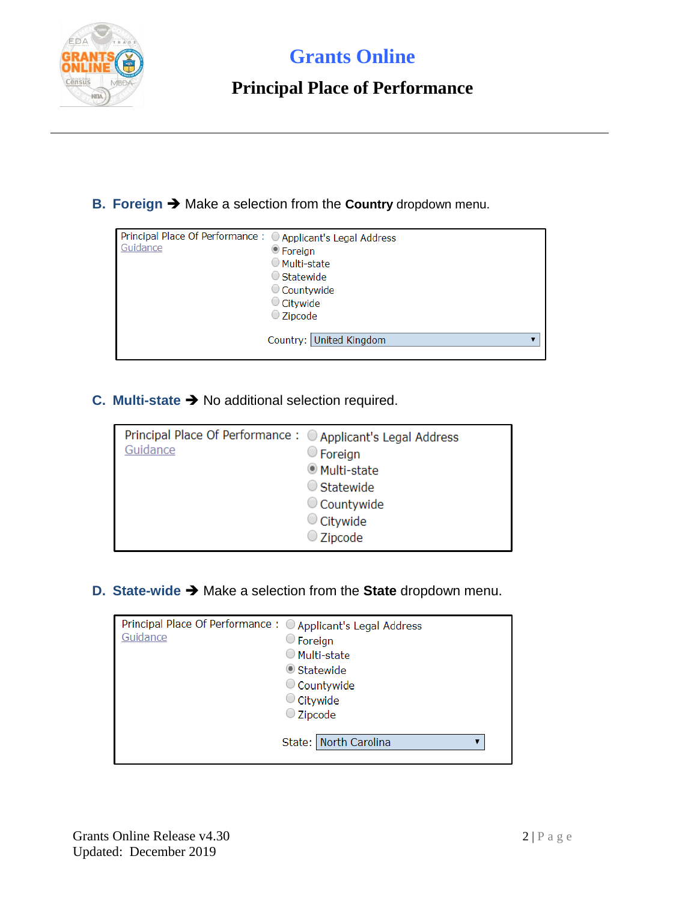B. **Foreign** ➔ Make a selection from the **Country** dropdown menu.

Principal Place Of Performance : Guidance

- ○ Applicant's Legal Address
- ◉ Foreign
- ○ Multi-state
- ○ Statewide
- ○ Countywide
- ○ Citywide
- ○ Zipcode

Country: United Kingdom

C. **Multi-state** ➔ No additional selection required.

Principal Place Of Performance : Guidance

- ○ Applicant's Legal Address
- ○ Foreign
- ◉ Multi-state
- ○ Statewide
- ○ Countywide
- ○ Citywide
- ○ Zipcode

D. **State-wide** ➔ Make a selection from the **State** dropdown menu.

Principal Place Of Performance : Guidance

- ○ Applicant's Legal Address
- ○ Foreign
- ○ Multi-state
- ◉ Statewide
- ○ Countywide
- ○ Citywide
- ○ Zipcode

State: North Carolina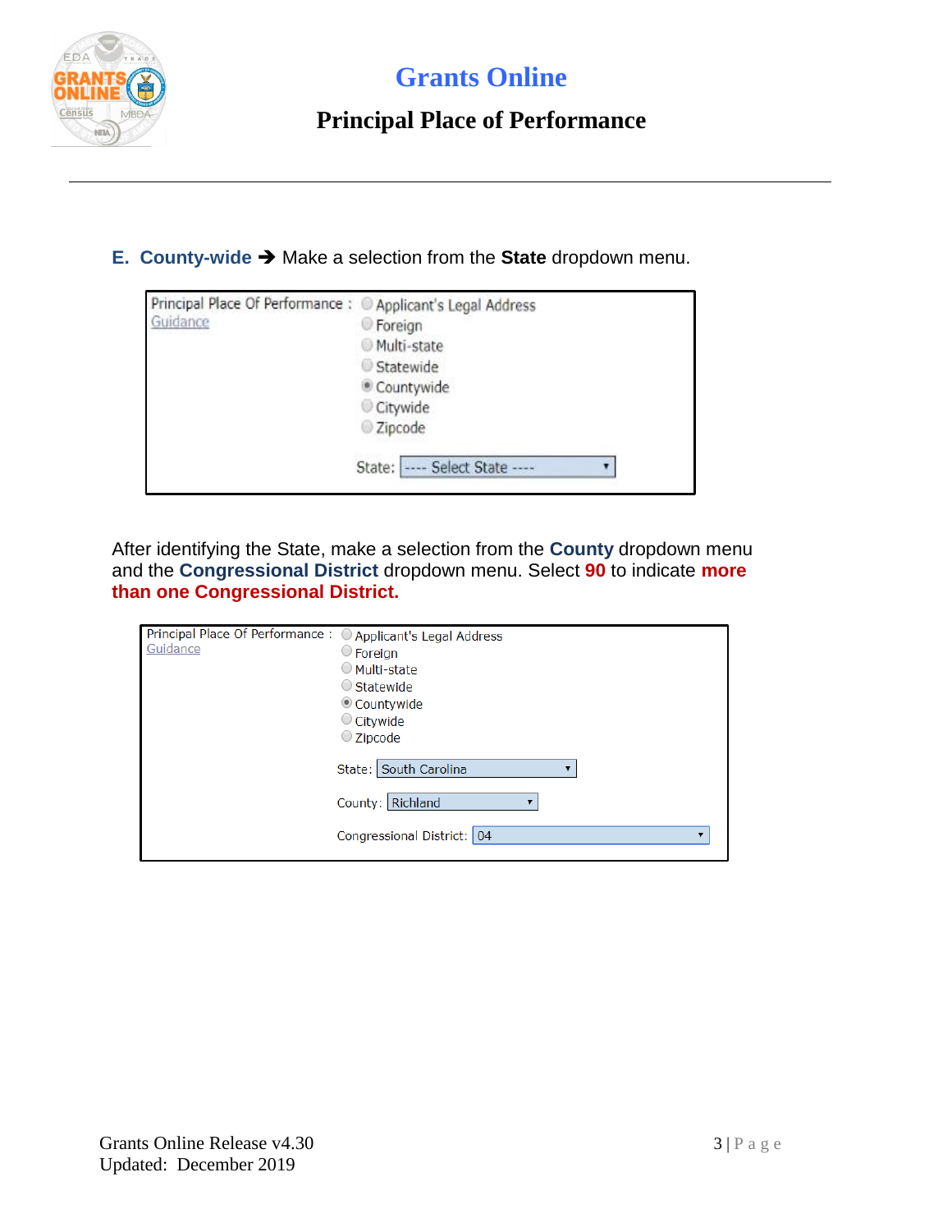**E. County-wide** ➔ Make a selection from the **State** dropdown menu.

Principal Place Of Performance :
Guidance

- Applicant's Legal Address
- Foreign
- Multi-state
- Statewide
- Countywide
- Citywide
- Zipcode

State: ---- Select State ----

After identifying the State, make a selection from the **County** dropdown menu and the **Congressional District** dropdown menu. Select **90** to indicate **more than one Congressional District.**

Principal Place Of Performance :
Guidance

- Applicant's Legal Address
- Foreign
- Multi-state
- Statewide
- Countywide
- Citywide
- Zipcode

State: South Carolina

County: Richland

Congressional District: 04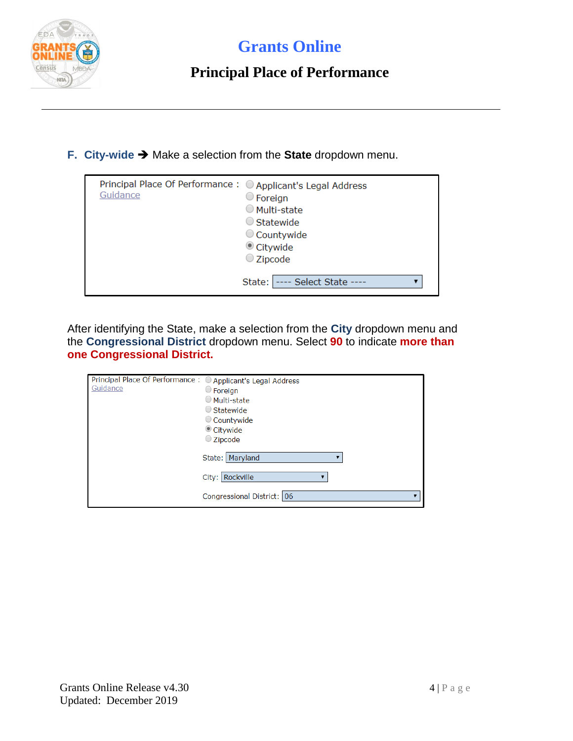**F. City-wide** ➔ Make a selection from the **State** dropdown menu.

Principal Place Of Performance : Guidance

- Applicant's Legal Address
- Foreign
- Multi-state
- Statewide
- Countywide
- Citywide (selected)
- Zipcode

State: ---- Select State ----

After identifying the State, make a selection from the **City** dropdown menu and the **Congressional District** dropdown menu. Select **90** to indicate **more than one Congressional District.**

Principal Place Of Performance : Guidance

- Applicant's Legal Address
- Foreign
- Multi-state
- Statewide
- Countywide
- Citywide (selected)
- Zipcode

State: Maryland

City: Rockville

Congressional District: 06

Grants Online Release v4.30
Updated: December 2019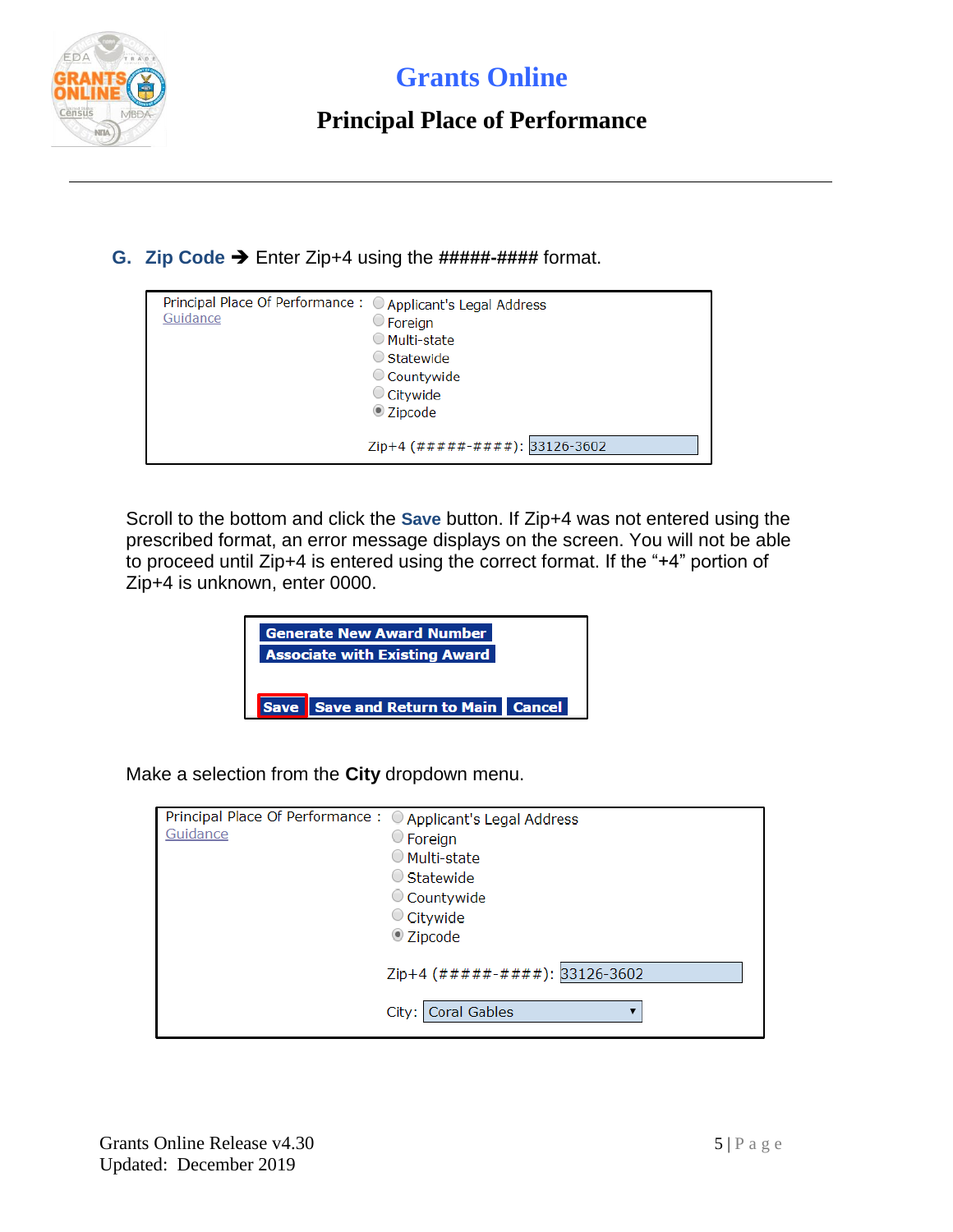# Grants Online

## Principal Place of Performance

**G. Zip Code** ➔ Enter Zip+4 using the **#####-####** format.

Principal Place Of Performance : Guidance

- Applicant's Legal Address
- Foreign
- Multi-state
- Statewide
- Countywide
- Citywide
- Zipcode

Zip+4 (#####-####): 33126-3602

Scroll to the bottom and click the **Save** button. If Zip+4 was not entered using the prescribed format, an error message displays on the screen. You will not be able to proceed until Zip+4 is entered using the correct format. If the "+4" portion of Zip+4 is unknown, enter 0000.

Generate New Award Number
Associate with Existing Award

Save | Save and Return to Main | Cancel

Make a selection from the **City** dropdown menu.

Principal Place Of Performance : Guidance

- Applicant's Legal Address
- Foreign
- Multi-state
- Statewide
- Countywide
- Citywide
- Zipcode

Zip+4 (#####-####): 33126-3602

City: Coral Gables

Grants Online Release v4.30
Updated: December 2019